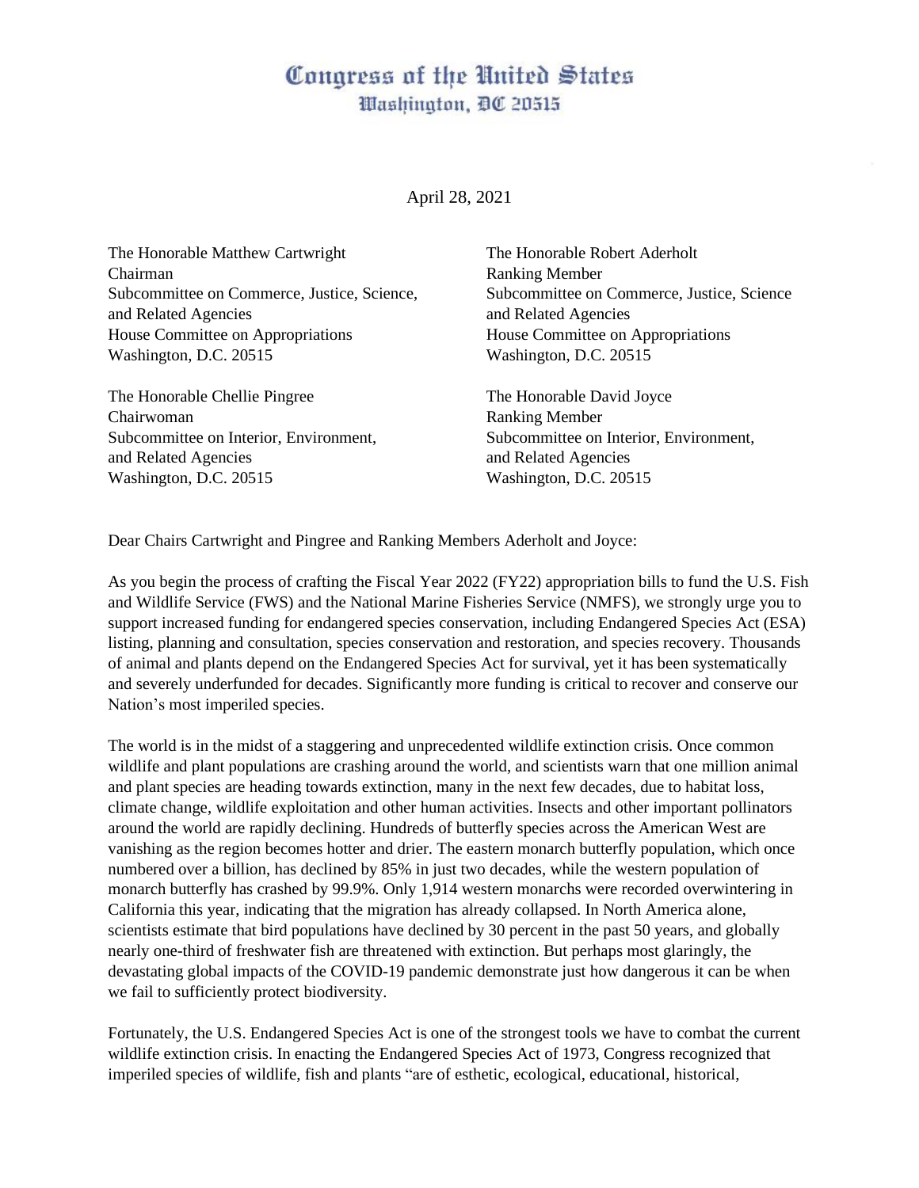# Congress of the United States
## Washington, DC 20515

April 28, 2021

The Honorable Matthew Cartwright
Chairman
Subcommittee on Commerce, Justice, Science, and Related Agencies
House Committee on Appropriations
Washington, D.C. 20515

The Honorable Robert Aderholt
Ranking Member
Subcommittee on Commerce, Justice, Science and Related Agencies
House Committee on Appropriations
Washington, D.C. 20515

The Honorable Chellie Pingree
Chairwoman
Subcommittee on Interior, Environment, and Related Agencies
Washington, D.C. 20515

The Honorable David Joyce
Ranking Member
Subcommittee on Interior, Environment, and Related Agencies
Washington, D.C. 20515

Dear Chairs Cartwright and Pingree and Ranking Members Aderholt and Joyce:

As you begin the process of crafting the Fiscal Year 2022 (FY22) appropriation bills to fund the U.S. Fish and Wildlife Service (FWS) and the National Marine Fisheries Service (NMFS), we strongly urge you to support increased funding for endangered species conservation, including Endangered Species Act (ESA) listing, planning and consultation, species conservation and restoration, and species recovery. Thousands of animal and plants depend on the Endangered Species Act for survival, yet it has been systematically and severely underfunded for decades. Significantly more funding is critical to recover and conserve our Nation's most imperiled species.

The world is in the midst of a staggering and unprecedented wildlife extinction crisis. Once common wildlife and plant populations are crashing around the world, and scientists warn that one million animal and plant species are heading towards extinction, many in the next few decades, due to habitat loss, climate change, wildlife exploitation and other human activities. Insects and other important pollinators around the world are rapidly declining. Hundreds of butterfly species across the American West are vanishing as the region becomes hotter and drier. The eastern monarch butterfly population, which once numbered over a billion, has declined by 85% in just two decades, while the western population of monarch butterfly has crashed by 99.9%. Only 1,914 western monarchs were recorded overwintering in California this year, indicating that the migration has already collapsed. In North America alone, scientists estimate that bird populations have declined by 30 percent in the past 50 years, and globally nearly one-third of freshwater fish are threatened with extinction. But perhaps most glaringly, the devastating global impacts of the COVID-19 pandemic demonstrate just how dangerous it can be when we fail to sufficiently protect biodiversity.

Fortunately, the U.S. Endangered Species Act is one of the strongest tools we have to combat the current wildlife extinction crisis. In enacting the Endangered Species Act of 1973, Congress recognized that imperiled species of wildlife, fish and plants "are of esthetic, ecological, educational, historical,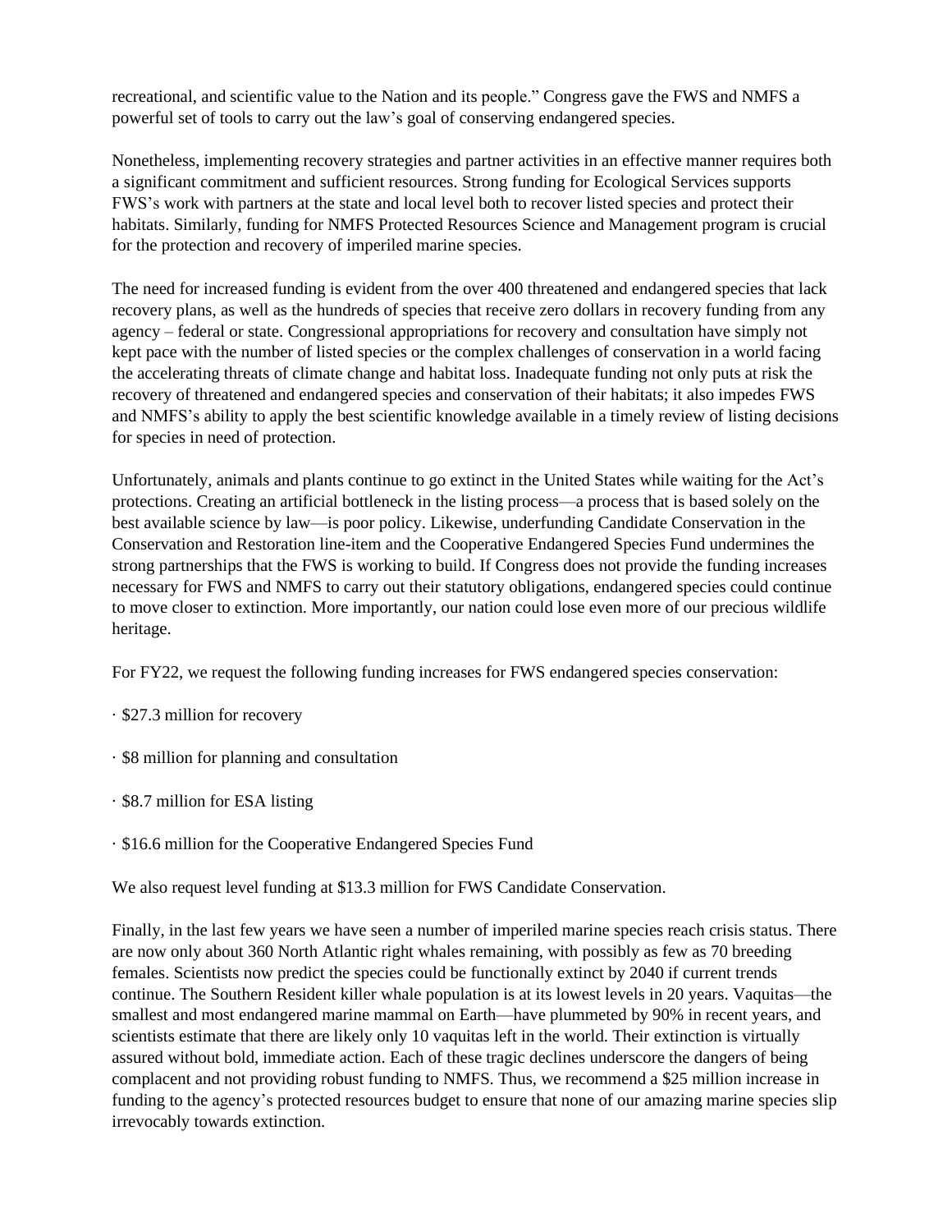recreational, and scientific value to the Nation and its people." Congress gave the FWS and NMFS a powerful set of tools to carry out the law's goal of conserving endangered species.

Nonetheless, implementing recovery strategies and partner activities in an effective manner requires both a significant commitment and sufficient resources. Strong funding for Ecological Services supports FWS's work with partners at the state and local level both to recover listed species and protect their habitats. Similarly, funding for NMFS Protected Resources Science and Management program is crucial for the protection and recovery of imperiled marine species.

The need for increased funding is evident from the over 400 threatened and endangered species that lack recovery plans, as well as the hundreds of species that receive zero dollars in recovery funding from any agency – federal or state. Congressional appropriations for recovery and consultation have simply not kept pace with the number of listed species or the complex challenges of conservation in a world facing the accelerating threats of climate change and habitat loss. Inadequate funding not only puts at risk the recovery of threatened and endangered species and conservation of their habitats; it also impedes FWS and NMFS's ability to apply the best scientific knowledge available in a timely review of listing decisions for species in need of protection.

Unfortunately, animals and plants continue to go extinct in the United States while waiting for the Act's protections. Creating an artificial bottleneck in the listing process—a process that is based solely on the best available science by law—is poor policy. Likewise, underfunding Candidate Conservation in the Conservation and Restoration line-item and the Cooperative Endangered Species Fund undermines the strong partnerships that the FWS is working to build. If Congress does not provide the funding increases necessary for FWS and NMFS to carry out their statutory obligations, endangered species could continue to move closer to extinction. More importantly, our nation could lose even more of our precious wildlife heritage.

For FY22, we request the following funding increases for FWS endangered species conservation:

- $27.3 million for recovery
- $8 million for planning and consultation
- $8.7 million for ESA listing
- $16.6 million for the Cooperative Endangered Species Fund

We also request level funding at $13.3 million for FWS Candidate Conservation.

Finally, in the last few years we have seen a number of imperiled marine species reach crisis status. There are now only about 360 North Atlantic right whales remaining, with possibly as few as 70 breeding females. Scientists now predict the species could be functionally extinct by 2040 if current trends continue. The Southern Resident killer whale population is at its lowest levels in 20 years. Vaquitas—the smallest and most endangered marine mammal on Earth—have plummeted by 90% in recent years, and scientists estimate that there are likely only 10 vaquitas left in the world. Their extinction is virtually assured without bold, immediate action. Each of these tragic declines underscore the dangers of being complacent and not providing robust funding to NMFS. Thus, we recommend a $25 million increase in funding to the agency's protected resources budget to ensure that none of our amazing marine species slip irrevocably towards extinction.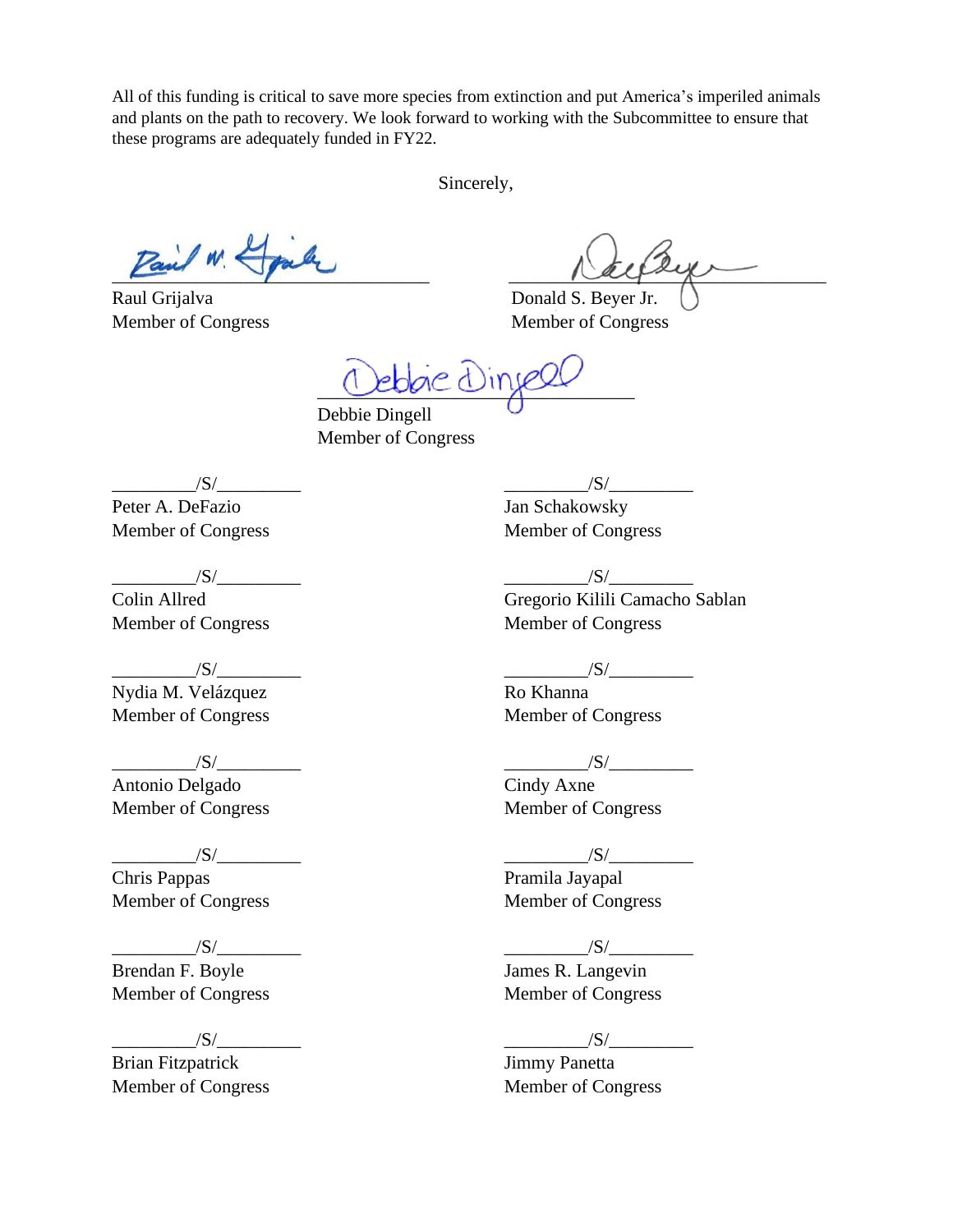All of this funding is critical to save more species from extinction and put America's imperiled animals and plants on the path to recovery. We look forward to working with the Subcommittee to ensure that these programs are adequately funded in FY22.

Sincerely,

Raul Grijalva
Member of Congress

Donald S. Beyer Jr.
Member of Congress

Debbie Dingell
Member of Congress

/S/
Peter A. DeFazio
Member of Congress

/S/
Jan Schakowsky
Member of Congress

/S/
Colin Allred
Member of Congress

/S/
Gregorio Kilili Camacho Sablan
Member of Congress

/S/
Nydia M. Velázquez
Member of Congress

/S/
Ro Khanna
Member of Congress

/S/
Antonio Delgado
Member of Congress

/S/
Cindy Axne
Member of Congress

/S/
Chris Pappas
Member of Congress

/S/
Pramila Jayapal
Member of Congress

/S/
Brendan F. Boyle
Member of Congress

/S/
James R. Langevin
Member of Congress

/S/
Brian Fitzpatrick
Member of Congress

/S/
Jimmy Panetta
Member of Congress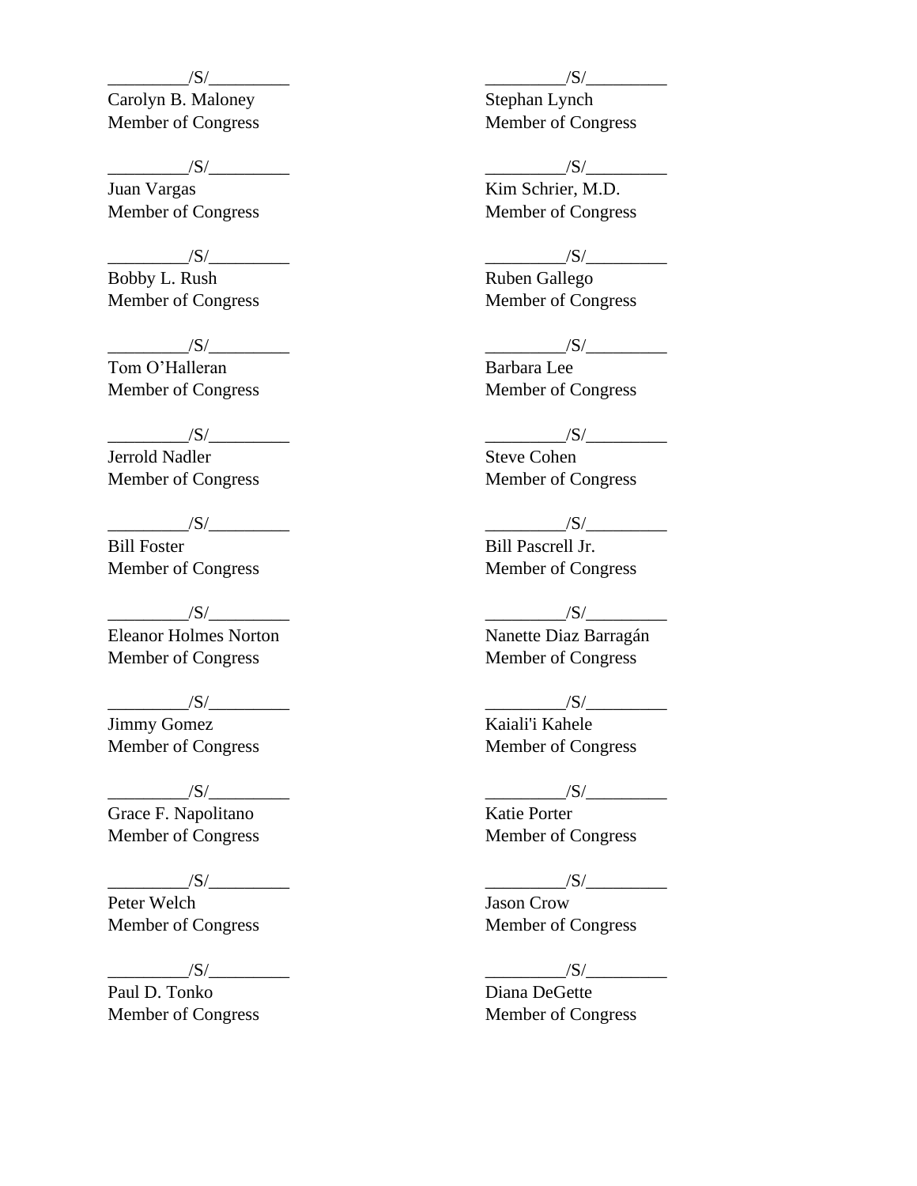_________/S/_________
Carolyn B. Maloney
Member of Congress

_________/S/_________
Stephan Lynch
Member of Congress

_________/S/_________
Juan Vargas
Member of Congress

_________/S/_________
Kim Schrier, M.D.
Member of Congress

_________/S/_________
Bobby L. Rush
Member of Congress

_________/S/_________
Ruben Gallego
Member of Congress

_________/S/_________
Tom O'Halleran
Member of Congress

_________/S/_________
Barbara Lee
Member of Congress

_________/S/_________
Jerrold Nadler
Member of Congress

_________/S/_________
Steve Cohen
Member of Congress

_________/S/_________
Bill Foster
Member of Congress

_________/S/_________
Bill Pascrell Jr.
Member of Congress

_________/S/_________
Eleanor Holmes Norton
Member of Congress

_________/S/_________
Nanette Diaz Barragán
Member of Congress

_________/S/_________
Jimmy Gomez
Member of Congress

_________/S/_________
Kaiali'i Kahele
Member of Congress

_________/S/_________
Grace F. Napolitano
Member of Congress

_________/S/_________
Katie Porter
Member of Congress

_________/S/_________
Peter Welch
Member of Congress

_________/S/_________
Jason Crow
Member of Congress

_________/S/_________
Paul D. Tonko
Member of Congress

_________/S/_________
Diana DeGette
Member of Congress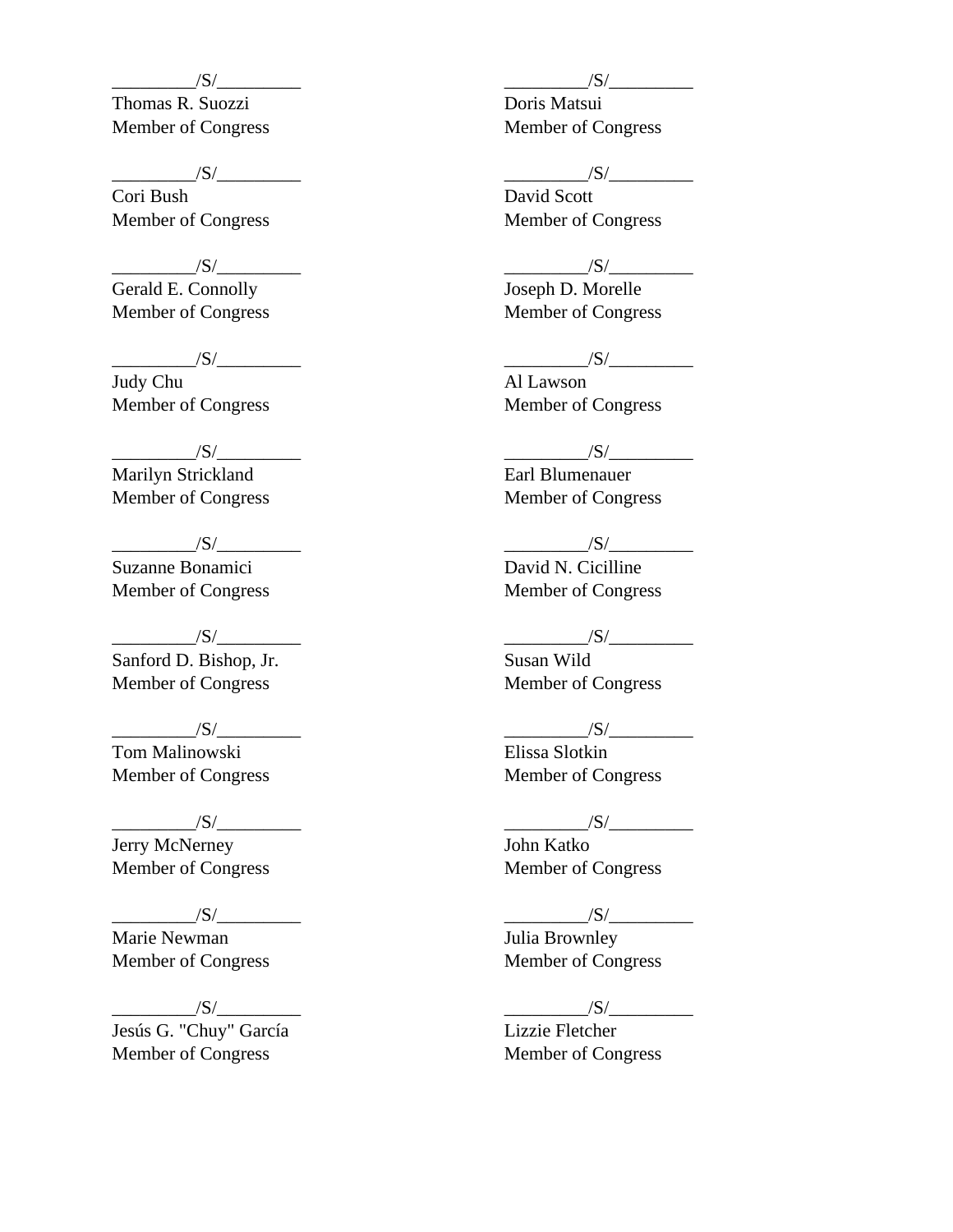_________/S/_________
Thomas R. Suozzi
Member of Congress

_________/S/_________
Doris Matsui
Member of Congress

_________/S/_________
Cori Bush
Member of Congress

_________/S/_________
David Scott
Member of Congress

_________/S/_________
Gerald E. Connolly
Member of Congress

_________/S/_________
Joseph D. Morelle
Member of Congress

_________/S/_________
Judy Chu
Member of Congress

_________/S/_________
Al Lawson
Member of Congress

_________/S/_________
Marilyn Strickland
Member of Congress

_________/S/_________
Earl Blumenauer
Member of Congress

_________/S/_________
Suzanne Bonamici
Member of Congress

_________/S/_________
David N. Cicilline
Member of Congress

_________/S/_________
Sanford D. Bishop, Jr.
Member of Congress

_________/S/_________
Susan Wild
Member of Congress

_________/S/_________
Tom Malinowski
Member of Congress

_________/S/_________
Elissa Slotkin
Member of Congress

_________/S/_________
Jerry McNerney
Member of Congress

_________/S/_________
John Katko
Member of Congress

_________/S/_________
Marie Newman
Member of Congress

_________/S/_________
Julia Brownley
Member of Congress

_________/S/_________
Jesús G. "Chuy" García
Member of Congress

_________/S/_________
Lizzie Fletcher
Member of Congress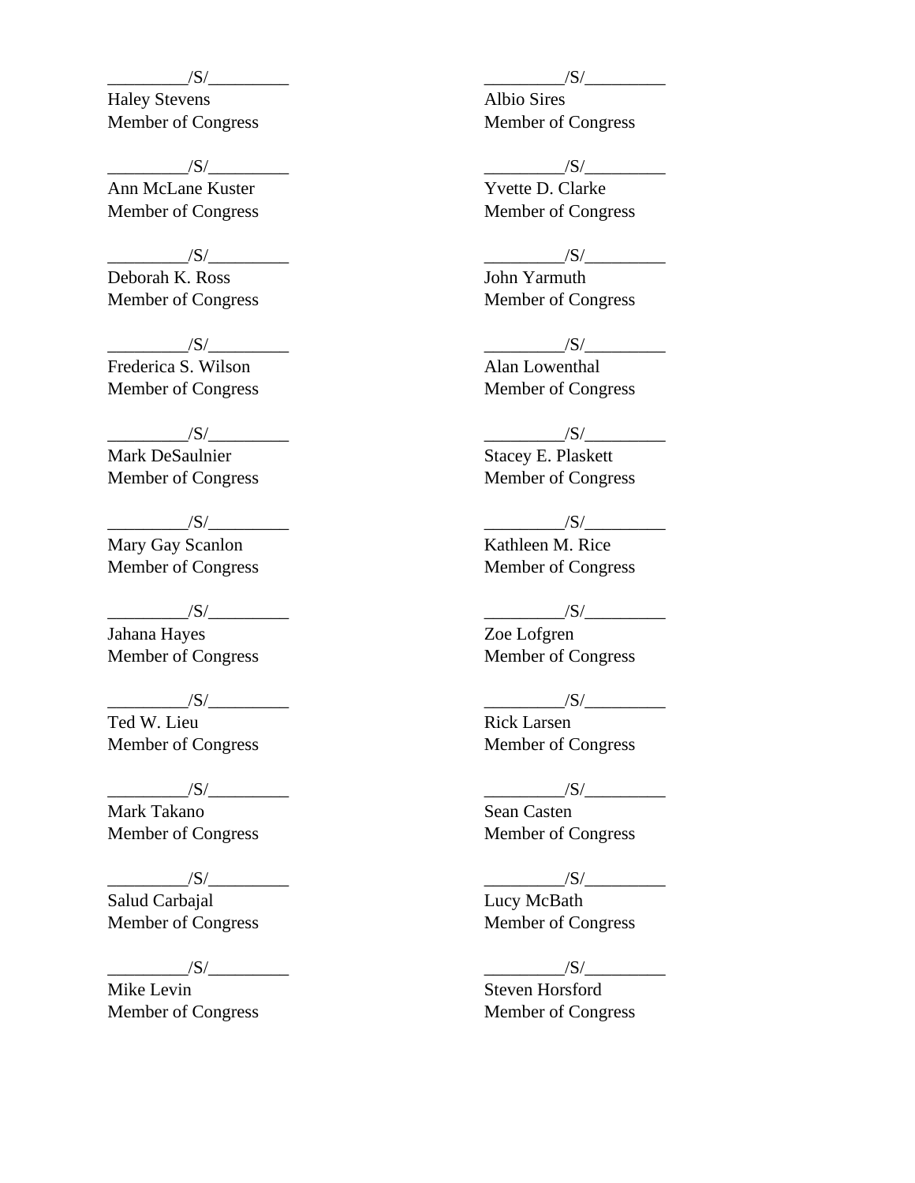_________/S/_________
Haley Stevens
Member of Congress

_________/S/_________
Albio Sires
Member of Congress

_________/S/_________
Ann McLane Kuster
Member of Congress

_________/S/_________
Yvette D. Clarke
Member of Congress

_________/S/_________
Deborah K. Ross
Member of Congress

_________/S/_________
John Yarmuth
Member of Congress

_________/S/_________
Frederica S. Wilson
Member of Congress

_________/S/_________
Alan Lowenthal
Member of Congress

_________/S/_________
Mark DeSaulnier
Member of Congress

_________/S/_________
Stacey E. Plaskett
Member of Congress

_________/S/_________
Mary Gay Scanlon
Member of Congress

_________/S/_________
Kathleen M. Rice
Member of Congress

_________/S/_________
Jahana Hayes
Member of Congress

_________/S/_________
Zoe Lofgren
Member of Congress

_________/S/_________
Ted W. Lieu
Member of Congress

_________/S/_________
Rick Larsen
Member of Congress

_________/S/_________
Mark Takano
Member of Congress

_________/S/_________
Sean Casten
Member of Congress

_________/S/_________
Salud Carbajal
Member of Congress

_________/S/_________
Lucy McBath
Member of Congress

_________/S/_________
Mike Levin
Member of Congress

_________/S/_________
Steven Horsford
Member of Congress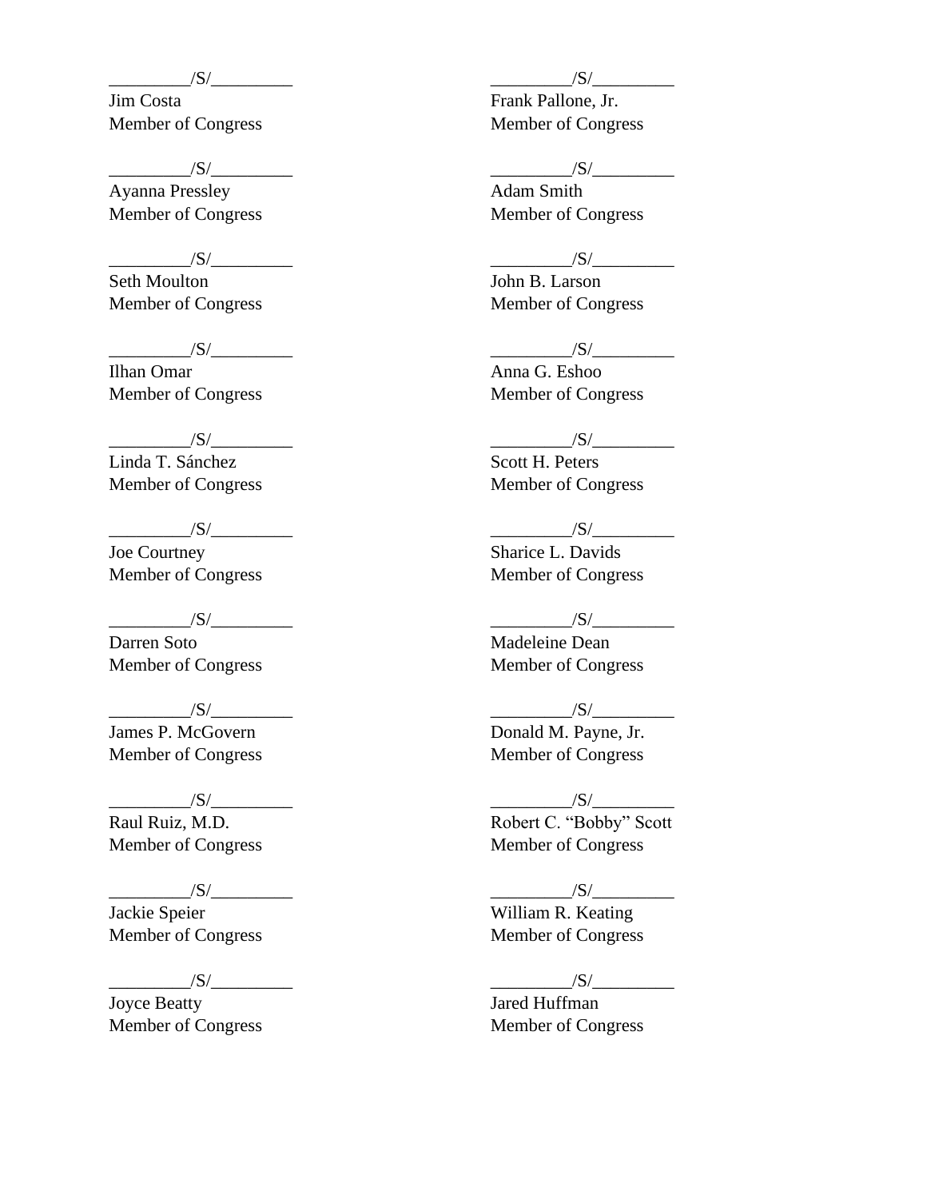_________/S/_________
Jim Costa
Member of Congress

_________/S/_________
Frank Pallone, Jr.
Member of Congress

_________/S/_________
Ayanna Pressley
Member of Congress

_________/S/_________
Adam Smith
Member of Congress

_________/S/_________
Seth Moulton
Member of Congress

_________/S/_________
John B. Larson
Member of Congress

_________/S/_________
Ilhan Omar
Member of Congress

_________/S/_________
Anna G. Eshoo
Member of Congress

_________/S/_________
Linda T. Sánchez
Member of Congress

_________/S/_________
Scott H. Peters
Member of Congress

_________/S/_________
Joe Courtney
Member of Congress

_________/S/_________
Sharice L. Davids
Member of Congress

_________/S/_________
Darren Soto
Member of Congress

_________/S/_________
Madeleine Dean
Member of Congress

_________/S/_________
James P. McGovern
Member of Congress

_________/S/_________
Donald M. Payne, Jr.
Member of Congress

_________/S/_________
Raul Ruiz, M.D.
Member of Congress

_________/S/_________
Robert C. "Bobby" Scott
Member of Congress

_________/S/_________
Jackie Speier
Member of Congress

_________/S/_________
William R. Keating
Member of Congress

_________/S/_________
Joyce Beatty
Member of Congress

_________/S/_________
Jared Huffman
Member of Congress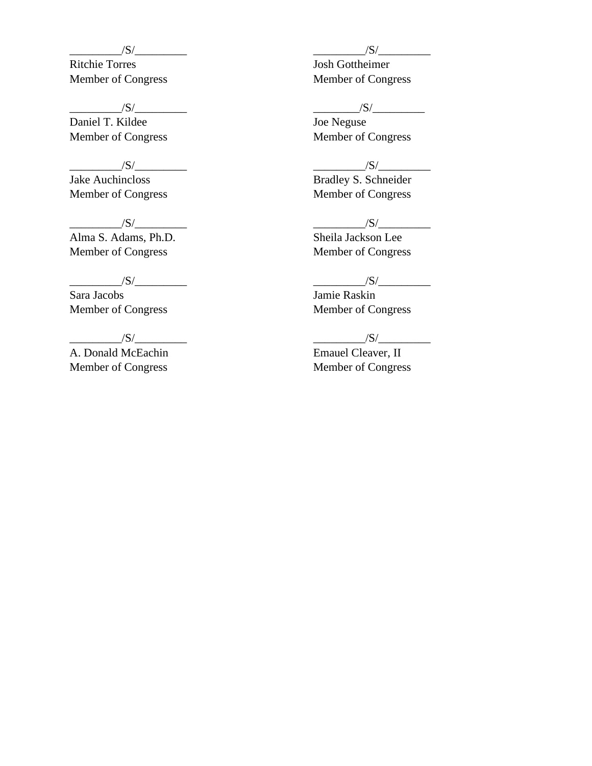_________/S/_________
Ritchie Torres
Member of Congress

_________/S/_________
Josh Gottheimer
Member of Congress

_________/S/_________
Daniel T. Kildee
Member of Congress

________/S/_________
Joe Neguse
Member of Congress

_________/S/_________
Jake Auchincloss
Member of Congress

_________/S/_________
Bradley S. Schneider
Member of Congress

_________/S/_________
Alma S. Adams, Ph.D.
Member of Congress

_________/S/_________
Sheila Jackson Lee
Member of Congress

_________/S/_________
Sara Jacobs
Member of Congress

_________/S/_________
Jamie Raskin
Member of Congress

_________/S/_________
A. Donald McEachin
Member of Congress

_________/S/_________
Emauel Cleaver, II
Member of Congress